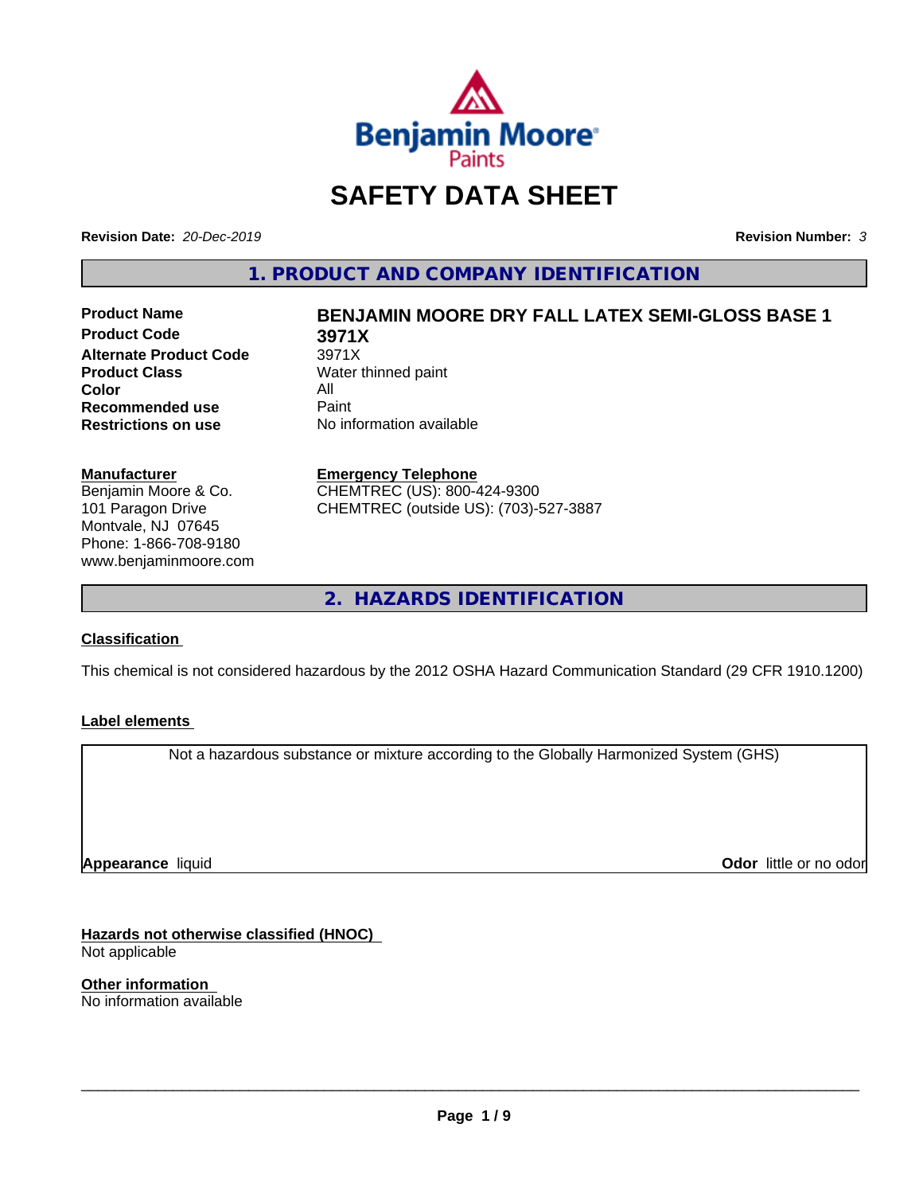# SAFETY DATA SHEET

**Revision Date:** *20-Dec-2019* **Revision Number:** *3*

## 1. PRODUCT AND COMPANY IDENTIFICATION

| | |
|---|---|
| **Product Name** | **BENJAMIN MOORE DRY FALL LATEX SEMI-GLOSS BASE 1** |
| **Product Code** | **3971X** |
| **Alternate Product Code** | 3971X |
| **Product Class** | Water thinned paint |
| **Color** | All |
| **Recommended use** | Paint |
| **Restrictions on use** | No information available |

**Manufacturer**
Benjamin Moore & Co.
101 Paragon Drive
Montvale, NJ 07645
Phone: 1-866-708-9180
www.benjaminmoore.com

**Emergency Telephone**
CHEMTREC (US): 800-424-9300
CHEMTREC (outside US): (703)-527-3887

## 2. HAZARDS IDENTIFICATION

**Classification**

This chemical is not considered hazardous by the 2012 OSHA Hazard Communication Standard (29 CFR 1910.1200)

**Label elements**

Not a hazardous substance or mixture according to the Globally Harmonized System (GHS)

**Appearance** liquid **Odor** little or no odor

**Hazards not otherwise classified (HNOC)**
Not applicable

**Other information**
No information available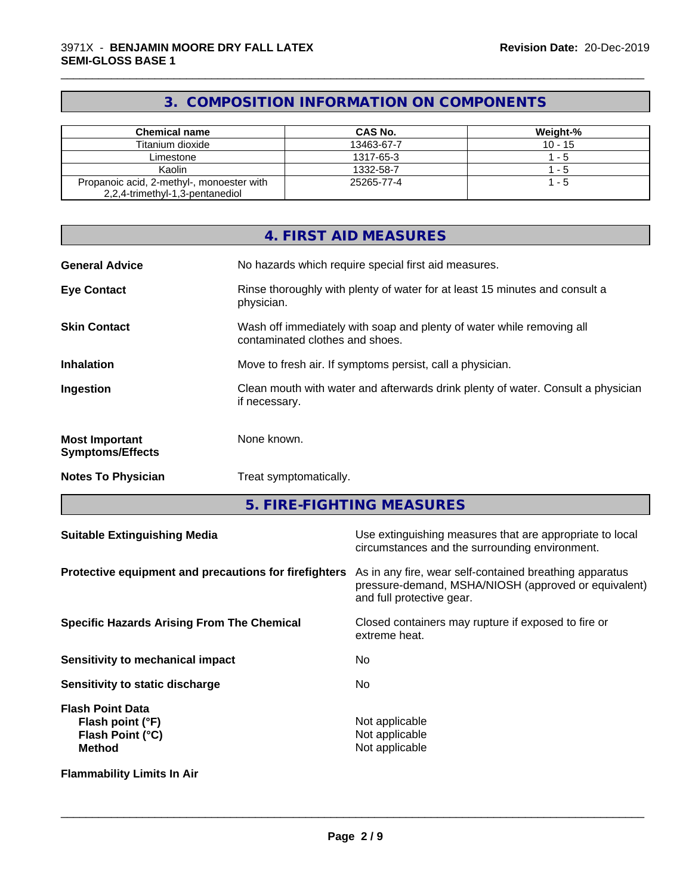## 3. COMPOSITION INFORMATION ON COMPONENTS

| Chemical name | CAS No. | Weight-% |
|---|---|---|
| Titanium dioxide | 13463-67-7 | 10 - 15 |
| Limestone | 1317-65-3 | 1 - 5 |
| Kaolin | 1332-58-7 | 1 - 5 |
| Propanoic acid, 2-methyl-, monoester with 2,2,4-trimethyl-1,3-pentanediol | 25265-77-4 | 1 - 5 |

## 4. FIRST AID MEASURES

**General Advice** No hazards which require special first aid measures.

**Eye Contact** Rinse thoroughly with plenty of water for at least 15 minutes and consult a physician.

**Skin Contact** Wash off immediately with soap and plenty of water while removing all contaminated clothes and shoes.

**Inhalation** Move to fresh air. If symptoms persist, call a physician.

**Ingestion** Clean mouth with water and afterwards drink plenty of water. Consult a physician if necessary.

**Most Important Symptoms/Effects** None known.

**Notes To Physician** Treat symptomatically.

## 5. FIRE-FIGHTING MEASURES

**Suitable Extinguishing Media** Use extinguishing measures that are appropriate to local circumstances and the surrounding environment.

**Protective equipment and precautions for firefighters** As in any fire, wear self-contained breathing apparatus pressure-demand, MSHA/NIOSH (approved or equivalent) and full protective gear.

**Specific Hazards Arising From The Chemical** Closed containers may rupture if exposed to fire or extreme heat.

**Sensitivity to mechanical impact** No

**Sensitivity to static discharge** No

**Flash Point Data**
**Flash point (°F)** Not applicable
**Flash Point (°C)** Not applicable
**Method** Not applicable

**Flammability Limits In Air**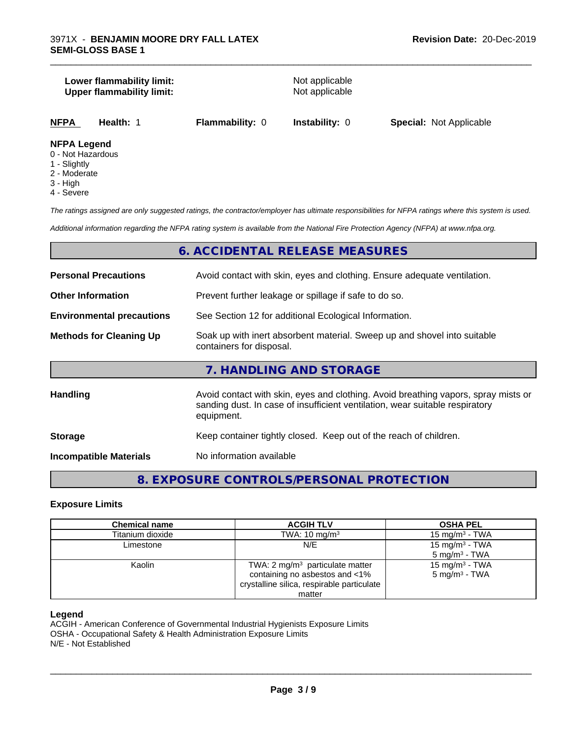**Lower flammability limit:** Not applicable
**Upper flammability limit:** Not applicable

| NFPA | Health: 1 | Flammability: 0 | Instability: 0 | Special: Not Applicable |
|---|---|---|---|---|

**NFPA Legend**
- 0 - Not Hazardous
- 1 - Slightly
- 2 - Moderate
- 3 - High
- 4 - Severe

*The ratings assigned are only suggested ratings, the contractor/employer has ultimate responsibilities for NFPA ratings where this system is used.*

*Additional information regarding the NFPA rating system is available from the National Fire Protection Agency (NFPA) at www.nfpa.org.*

## 6. ACCIDENTAL RELEASE MEASURES

**Personal Precautions** Avoid contact with skin, eyes and clothing. Ensure adequate ventilation.

**Other Information** Prevent further leakage or spillage if safe to do so.

**Environmental precautions** See Section 12 for additional Ecological Information.

**Methods for Cleaning Up** Soak up with inert absorbent material. Sweep up and shovel into suitable containers for disposal.

## 7. HANDLING AND STORAGE

**Handling** Avoid contact with skin, eyes and clothing. Avoid breathing vapors, spray mists or sanding dust. In case of insufficient ventilation, wear suitable respiratory equipment.

**Storage** Keep container tightly closed. Keep out of the reach of children.

**Incompatible Materials** No information available

## 8. EXPOSURE CONTROLS/PERSONAL PROTECTION

### Exposure Limits

| Chemical name | ACGIH TLV | OSHA PEL |
|---|---|---|
| Titanium dioxide | TWA: 10 mg/m³ | 15 mg/m³ - TWA |
| Limestone | N/E | 15 mg/m³ - TWA<br>5 mg/m³ - TWA |
| Kaolin | TWA: 2 mg/m³ particulate matter containing no asbestos and <1% crystalline silica, respirable particulate matter | 15 mg/m³ - TWA<br>5 mg/m³ - TWA |

**Legend**
ACGIH - American Conference of Governmental Industrial Hygienists Exposure Limits
OSHA - Occupational Safety & Health Administration Exposure Limits
N/E - Not Established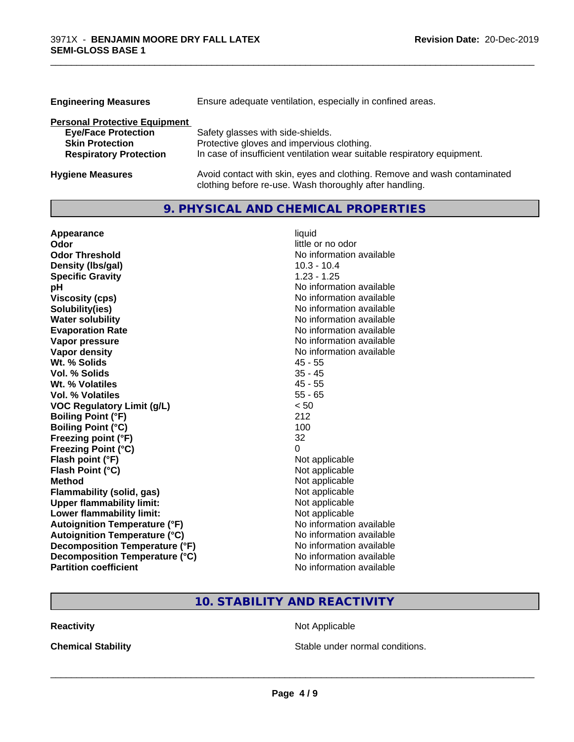| | |
|---|---|
| **Engineering Measures** | Ensure adequate ventilation, especially in confined areas. |

**Personal Protective Equipment**

| | |
|---|---|
| **Eye/Face Protection** | Safety glasses with side-shields. |
| **Skin Protection** | Protective gloves and impervious clothing. |
| **Respiratory Protection** | In case of insufficient ventilation wear suitable respiratory equipment. |
| **Hygiene Measures** | Avoid contact with skin, eyes and clothing. Remove and wash contaminated clothing before re-use. Wash thoroughly after handling. |

## 9. PHYSICAL AND CHEMICAL PROPERTIES

| | |
|---|---|
| **Appearance** | liquid |
| **Odor** | little or no odor |
| **Odor Threshold** | No information available |
| **Density (lbs/gal)** | 10.3 - 10.4 |
| **Specific Gravity** | 1.23 - 1.25 |
| **pH** | No information available |
| **Viscosity (cps)** | No information available |
| **Solubility(ies)** | No information available |
| **Water solubility** | No information available |
| **Evaporation Rate** | No information available |
| **Vapor pressure** | No information available |
| **Vapor density** | No information available |
| **Wt. % Solids** | 45 - 55 |
| **Vol. % Solids** | 35 - 45 |
| **Wt. % Volatiles** | 45 - 55 |
| **Vol. % Volatiles** | 55 - 65 |
| **VOC Regulatory Limit (g/L)** | < 50 |
| **Boiling Point (°F)** | 212 |
| **Boiling Point (°C)** | 100 |
| **Freezing point (°F)** | 32 |
| **Freezing Point (°C)** | 0 |
| **Flash point (°F)** | Not applicable |
| **Flash Point (°C)** | Not applicable |
| **Method** | Not applicable |
| **Flammability (solid, gas)** | Not applicable |
| **Upper flammability limit:** | Not applicable |
| **Lower flammability limit:** | Not applicable |
| **Autoignition Temperature (°F)** | No information available |
| **Autoignition Temperature (°C)** | No information available |
| **Decomposition Temperature (°F)** | No information available |
| **Decomposition Temperature (°C)** | No information available |
| **Partition coefficient** | No information available |

## 10. STABILITY AND REACTIVITY

| | |
|---|---|
| **Reactivity** | Not Applicable |
| **Chemical Stability** | Stable under normal conditions. |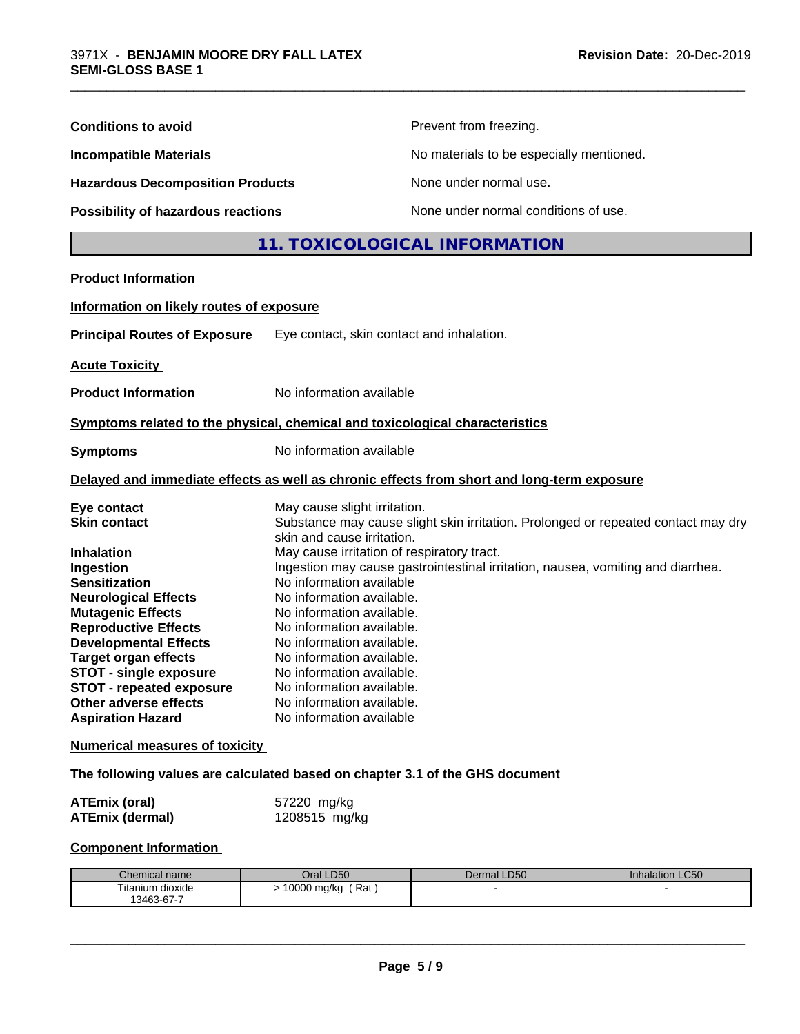**Conditions to avoid** Prevent from freezing.

**Incompatible Materials** No materials to be especially mentioned.

**Hazardous Decomposition Products** None under normal use.

**Possibility of hazardous reactions** None under normal conditions of use.

## 11. TOXICOLOGICAL INFORMATION

**Product Information**

**Information on likely routes of exposure**

**Principal Routes of Exposure** Eye contact, skin contact and inhalation.

**Acute Toxicity**

**Product Information** No information available

**Symptoms related to the physical, chemical and toxicological characteristics**

**Symptoms** No information available

**Delayed and immediate effects as well as chronic effects from short and long-term exposure**

**Eye contact** May cause slight irritation.
**Skin contact** Substance may cause slight skin irritation. Prolonged or repeated contact may dry skin and cause irritation.
**Inhalation** May cause irritation of respiratory tract.
**Ingestion** Ingestion may cause gastrointestinal irritation, nausea, vomiting and diarrhea.
**Sensitization** No information available
**Neurological Effects** No information available.
**Mutagenic Effects** No information available.
**Reproductive Effects** No information available.
**Developmental Effects** No information available.
**Target organ effects** No information available.
**STOT - single exposure** No information available.
**STOT - repeated exposure** No information available.
**Other adverse effects** No information available.
**Aspiration Hazard** No information available

**Numerical measures of toxicity**

**The following values are calculated based on chapter 3.1 of the GHS document**

**ATEmix (oral)** 57220 mg/kg
**ATEmix (dermal)** 1208515 mg/kg

**Component Information**

| Chemical name | Oral LD50 | Dermal LD50 | Inhalation LC50 |
| --- | --- | --- | --- |
| Titanium dioxide 13463-67-7 | > 10000 mg/kg ( Rat ) | - | - |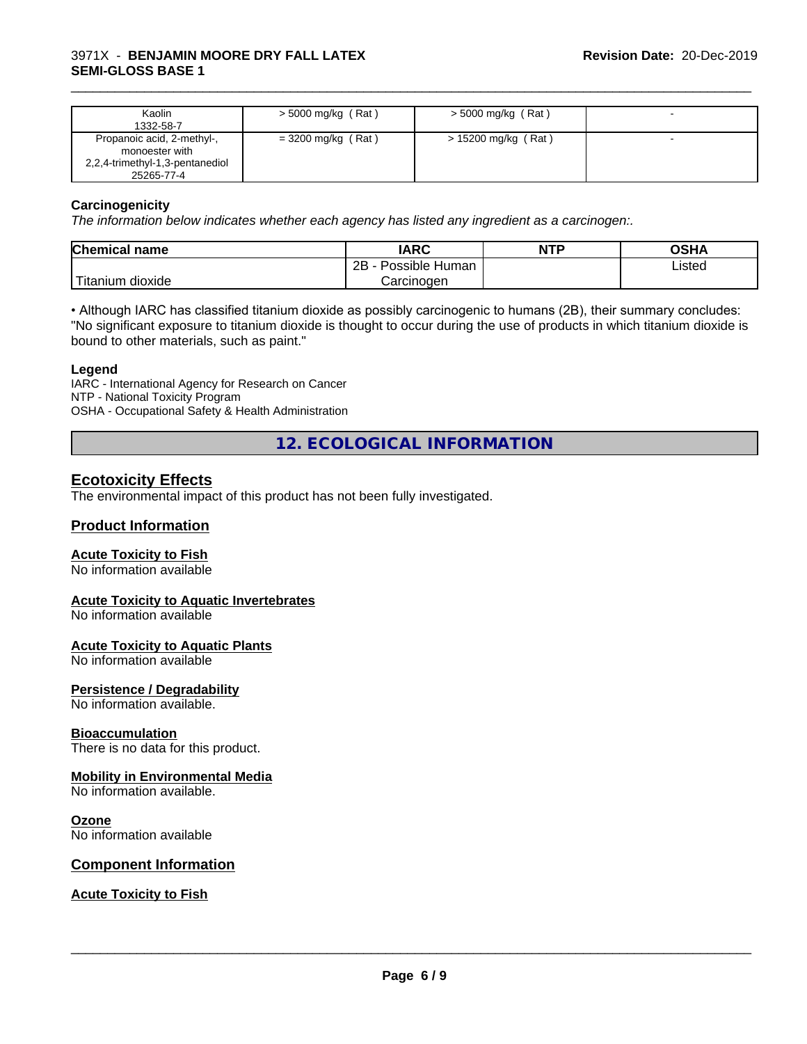| Kaolin<br>1332-58-7 | > 5000 mg/kg ( Rat ) | > 5000 mg/kg ( Rat ) | - |
|---|---|---|---|
| Propanoic acid, 2-methyl-, monoester with 2,2,4-trimethyl-1,3-pentanediol<br>25265-77-4 | = 3200 mg/kg ( Rat ) | > 15200 mg/kg ( Rat ) | - |

**Carcinogenicity**

*The information below indicates whether each agency has listed any ingredient as a carcinogen:.*

| Chemical name | IARC | NTP | OSHA |
|---|---|---|---|
| Titanium dioxide | 2B - Possible Human Carcinogen | | Listed |

• Although IARC has classified titanium dioxide as possibly carcinogenic to humans (2B), their summary concludes: "No significant exposure to titanium dioxide is thought to occur during the use of products in which titanium dioxide is bound to other materials, such as paint."

**Legend**

IARC - International Agency for Research on Cancer
NTP - National Toxicity Program
OSHA - Occupational Safety & Health Administration

## 12. ECOLOGICAL INFORMATION

### Ecotoxicity Effects

The environmental impact of this product has not been fully investigated.

### Product Information

**Acute Toxicity to Fish**

No information available

**Acute Toxicity to Aquatic Invertebrates**

No information available

**Acute Toxicity to Aquatic Plants**

No information available

**Persistence / Degradability**

No information available.

**Bioaccumulation**

There is no data for this product.

**Mobility in Environmental Media**

No information available.

**Ozone**

No information available

### Component Information

**Acute Toxicity to Fish**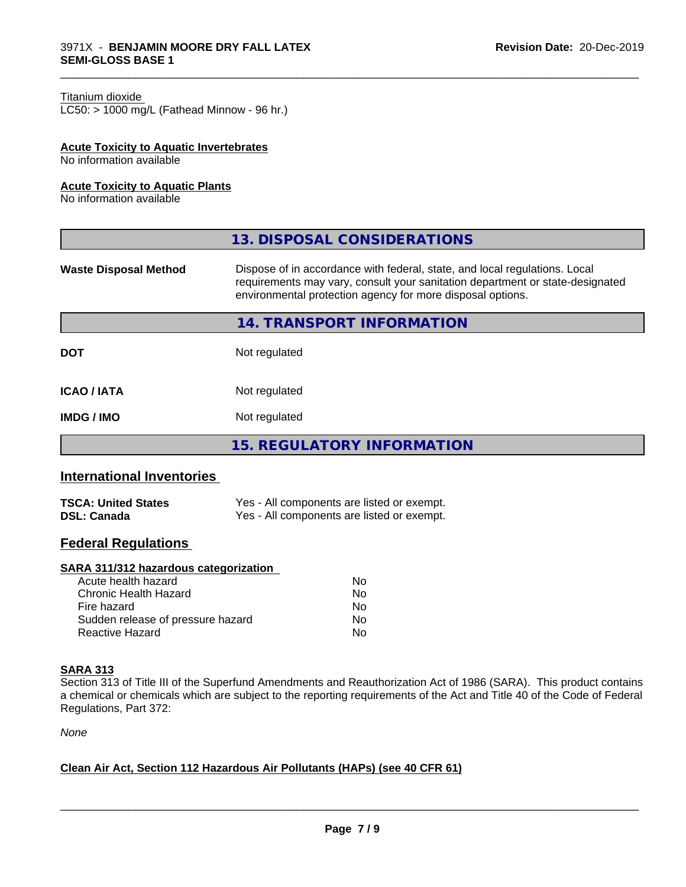Titanium dioxide
LC50: > 1000 mg/L (Fathead Minnow - 96 hr.)

**Acute Toxicity to Aquatic Invertebrates**
No information available

**Acute Toxicity to Aquatic Plants**
No information available

## 13. DISPOSAL CONSIDERATIONS

| | |
|---|---|
| **Waste Disposal Method** | Dispose of in accordance with federal, state, and local regulations. Local requirements may vary, consult your sanitation department or state-designated environmental protection agency for more disposal options. |

## 14. TRANSPORT INFORMATION

| | |
|---|---|
| **DOT** | Not regulated |
| **ICAO / IATA** | Not regulated |
| **IMDG / IMO** | Not regulated |

## 15. REGULATORY INFORMATION

### International Inventories

| | |
|---|---|
| **TSCA: United States** | Yes - All components are listed or exempt. |
| **DSL: Canada** | Yes - All components are listed or exempt. |

### Federal Regulations

**SARA 311/312 hazardous categorization**

| | |
|---|---|
| Acute health hazard | No |
| Chronic Health Hazard | No |
| Fire hazard | No |
| Sudden release of pressure hazard | No |
| Reactive Hazard | No |

**SARA 313**
Section 313 of Title III of the Superfund Amendments and Reauthorization Act of 1986 (SARA). This product contains a chemical or chemicals which are subject to the reporting requirements of the Act and Title 40 of the Code of Federal Regulations, Part 372:

*None*

**Clean Air Act, Section 112 Hazardous Air Pollutants (HAPs) (see 40 CFR 61)**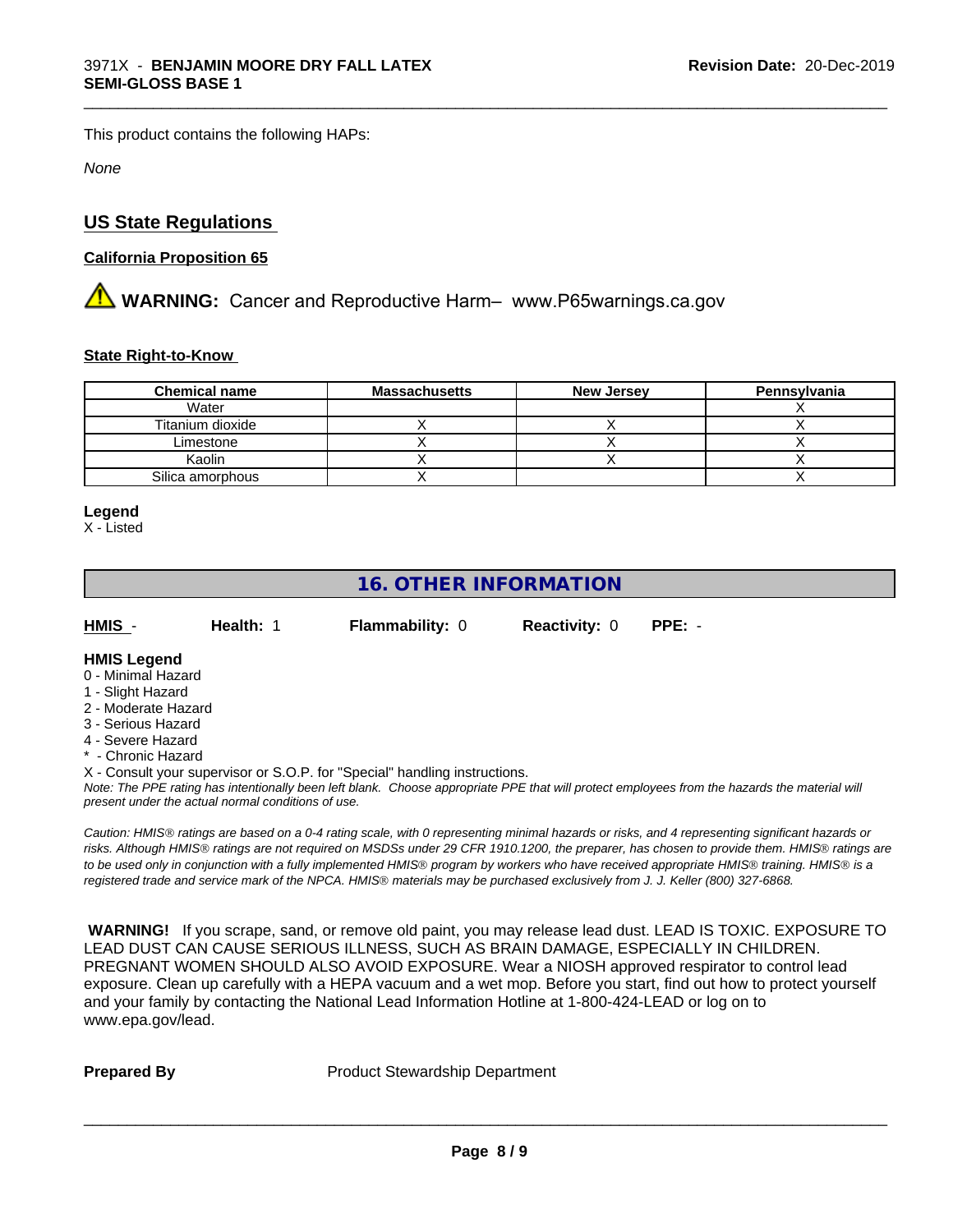This product contains the following HAPs:

*None*

## US State Regulations

### California Proposition 65

⚠ **WARNING:** Cancer and Reproductive Harm– www.P65warnings.ca.gov

#### State Right-to-Know

| Chemical name | Massachusetts | New Jersey | Pennsylvania |
|---|---|---|---|
| Water | | | X |
| Titanium dioxide | X | X | X |
| Limestone | X | X | X |
| Kaolin | X | X | X |
| Silica amorphous | X | | X |

**Legend**
X - Listed

## 16. OTHER INFORMATION

| HMIS - | Health: 1 | Flammability: 0 | Reactivity: 0 | PPE: - |
|---|---|---|---|---|

**HMIS Legend**
0 - Minimal Hazard
1 - Slight Hazard
2 - Moderate Hazard
3 - Serious Hazard
4 - Severe Hazard
* - Chronic Hazard
X - Consult your supervisor or S.O.P. for "Special" handling instructions.

*Note: The PPE rating has intentionally been left blank. Choose appropriate PPE that will protect employees from the hazards the material will present under the actual normal conditions of use.*

*Caution: HMIS® ratings are based on a 0-4 rating scale, with 0 representing minimal hazards or risks, and 4 representing significant hazards or risks. Although HMIS® ratings are not required on MSDSs under 29 CFR 1910.1200, the preparer, has chosen to provide them. HMIS® ratings are to be used only in conjunction with a fully implemented HMIS® program by workers who have received appropriate HMIS® training. HMIS® is a registered trade and service mark of the NPCA. HMIS® materials may be purchased exclusively from J. J. Keller (800) 327-6868.*

**WARNING!** If you scrape, sand, or remove old paint, you may release lead dust. LEAD IS TOXIC. EXPOSURE TO LEAD DUST CAN CAUSE SERIOUS ILLNESS, SUCH AS BRAIN DAMAGE, ESPECIALLY IN CHILDREN. PREGNANT WOMEN SHOULD ALSO AVOID EXPOSURE. Wear a NIOSH approved respirator to control lead exposure. Clean up carefully with a HEPA vacuum and a wet mop. Before you start, find out how to protect yourself and your family by contacting the National Lead Information Hotline at 1-800-424-LEAD or log on to www.epa.gov/lead.

**Prepared By** Product Stewardship Department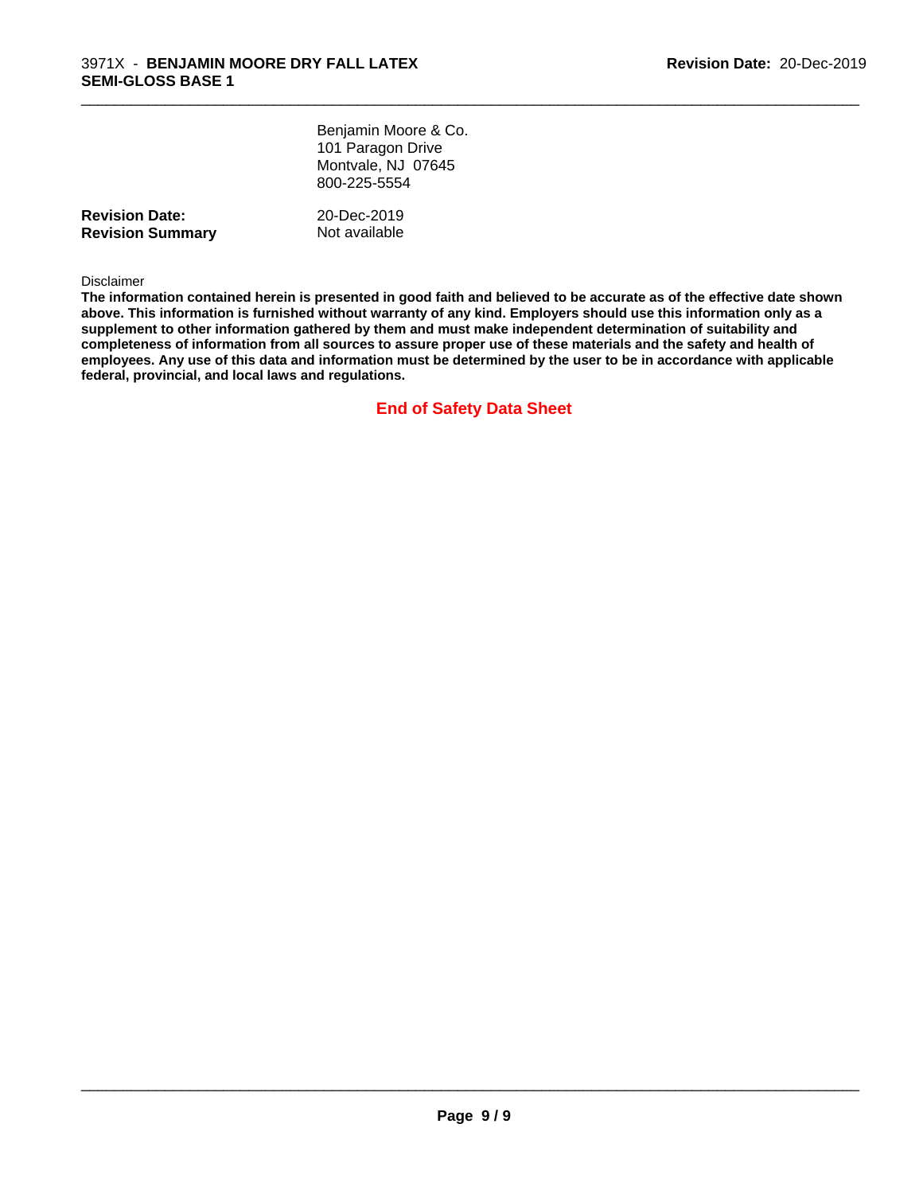Benjamin Moore & Co.
101 Paragon Drive
Montvale, NJ 07645
800-225-5554

**Revision Date:** 20-Dec-2019
**Revision Summary** Not available

Disclaimer

**The information contained herein is presented in good faith and believed to be accurate as of the effective date shown above. This information is furnished without warranty of any kind. Employers should use this information only as a supplement to other information gathered by them and must make independent determination of suitability and completeness of information from all sources to assure proper use of these materials and the safety and health of employees. Any use of this data and information must be determined by the user to be in accordance with applicable federal, provincial, and local laws and regulations.**

**End of Safety Data Sheet**